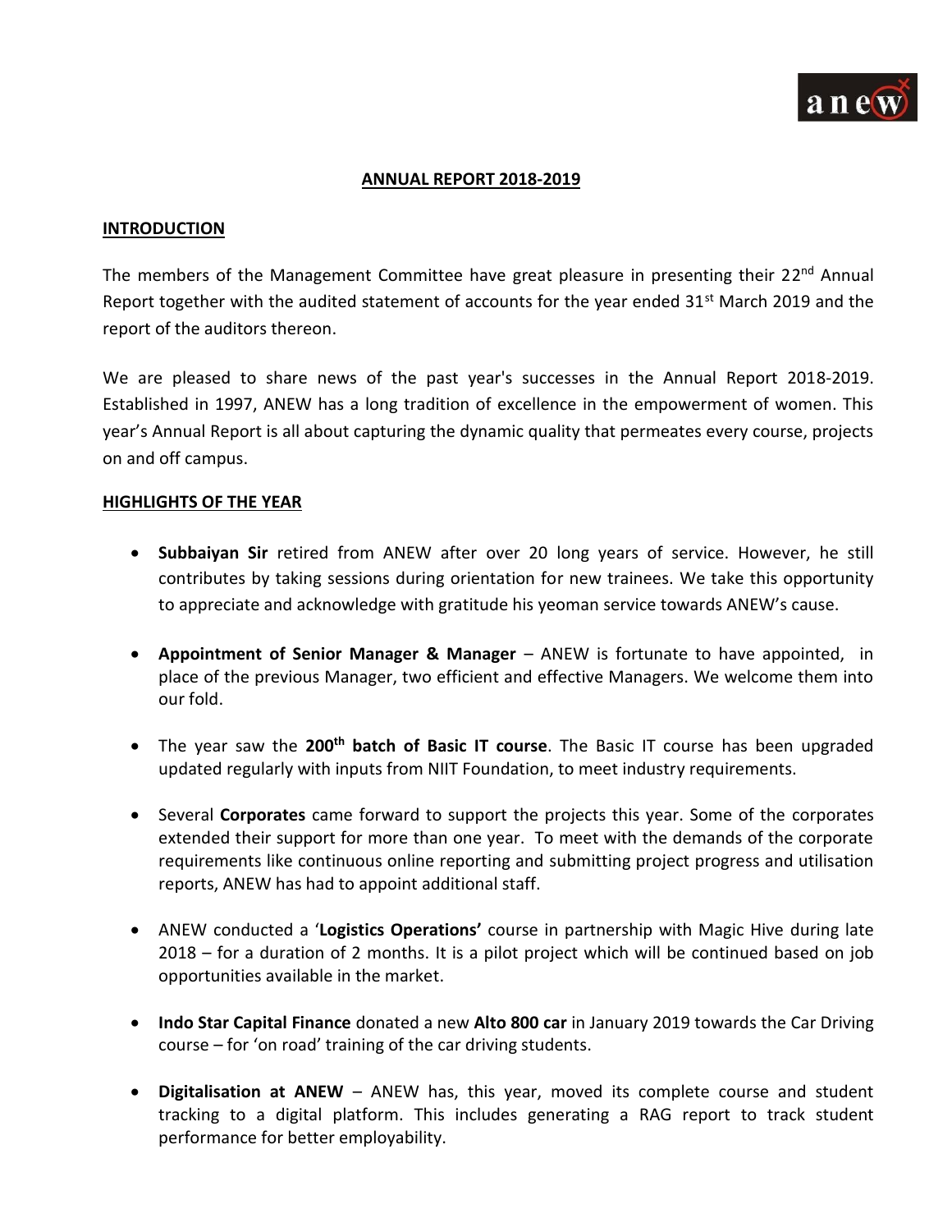# ANNUAL REPORT 2018-2019

## INTRODUCTION

The members of the Management Committee have great pleasure in presenting their 22nd Annual Report together with the audited statement of accounts for the year ended 31st March 2019 and the report of the auditors thereon.

We are pleased to share news of the past year's successes in the Annual Report 2018-2019. Established in 1997, ANEW has a long tradition of excellence in the empowerment of women. This year's Annual Report is all about capturing the dynamic quality that permeates every course, projects on and off campus.

## HIGHLIGHTS OF THE YEAR

- **Subbaiyan Sir** retired from ANEW after over 20 long years of service. However, he still contributes by taking sessions during orientation for new trainees. We take this opportunity to appreciate and acknowledge with gratitude his yeoman service towards ANEW's cause.

- **Appointment of Senior Manager & Manager** – ANEW is fortunate to have appointed, in place of the previous Manager, two efficient and effective Managers. We welcome them into our fold.

- The year saw the **200th batch of Basic IT course**. The Basic IT course has been upgraded updated regularly with inputs from NIIT Foundation, to meet industry requirements.

- Several **Corporates** came forward to support the projects this year. Some of the corporates extended their support for more than one year. To meet with the demands of the corporate requirements like continuous online reporting and submitting project progress and utilisation reports, ANEW has had to appoint additional staff.

- ANEW conducted a '**Logistics Operations'** course in partnership with Magic Hive during late 2018 – for a duration of 2 months. It is a pilot project which will be continued based on job opportunities available in the market.

- **Indo Star Capital Finance** donated a new **Alto 800 car** in January 2019 towards the Car Driving course – for 'on road' training of the car driving students.

- **Digitalisation at ANEW** – ANEW has, this year, moved its complete course and student tracking to a digital platform. This includes generating a RAG report to track student performance for better employability.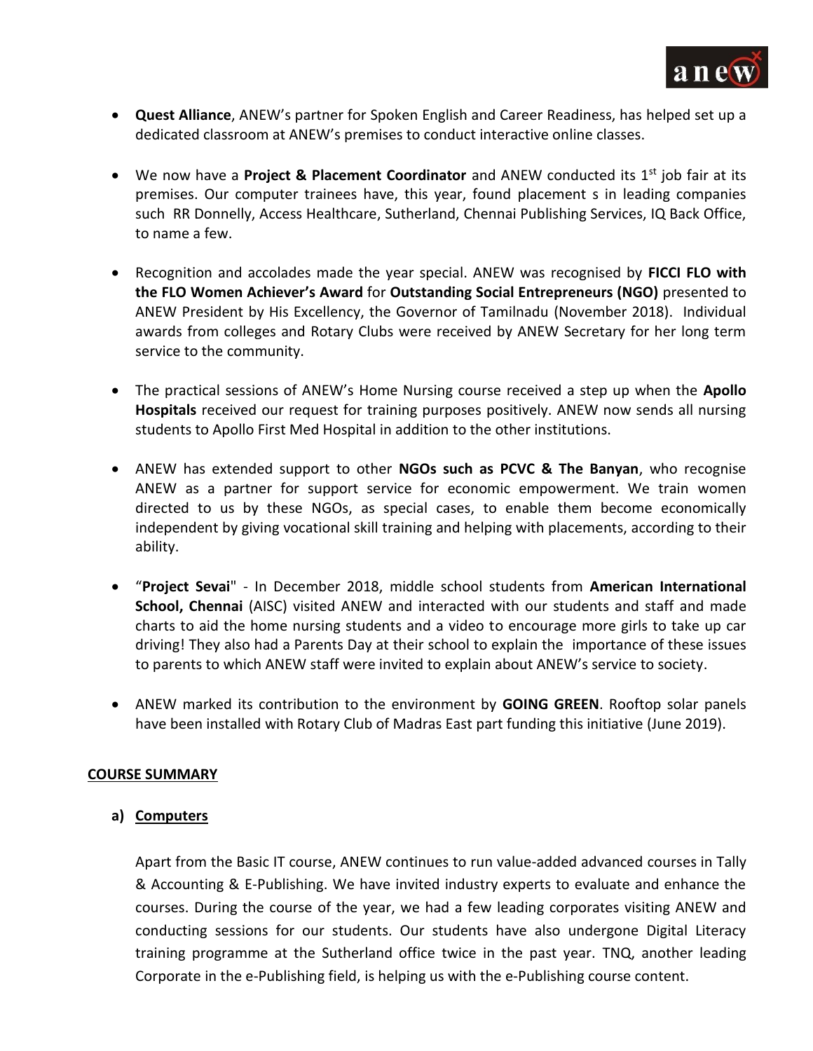- **Quest Alliance**, ANEW's partner for Spoken English and Career Readiness, has helped set up a dedicated classroom at ANEW's premises to conduct interactive online classes.

- We now have a **Project & Placement Coordinator** and ANEW conducted its 1st job fair at its premises. Our computer trainees have, this year, found placement s in leading companies such RR Donnelly, Access Healthcare, Sutherland, Chennai Publishing Services, IQ Back Office, to name a few.

- Recognition and accolades made the year special. ANEW was recognised by **FICCI FLO with the FLO Women Achiever's Award** for **Outstanding Social Entrepreneurs (NGO)** presented to ANEW President by His Excellency, the Governor of Tamilnadu (November 2018). Individual awards from colleges and Rotary Clubs were received by ANEW Secretary for her long term service to the community.

- The practical sessions of ANEW's Home Nursing course received a step up when the **Apollo Hospitals** received our request for training purposes positively. ANEW now sends all nursing students to Apollo First Med Hospital in addition to the other institutions.

- ANEW has extended support to other **NGOs such as PCVC & The Banyan**, who recognise ANEW as a partner for support service for economic empowerment. We train women directed to us by these NGOs, as special cases, to enable them become economically independent by giving vocational skill training and helping with placements, according to their ability.

- "**Project Sevai**" - In December 2018, middle school students from **American International School, Chennai** (AISC) visited ANEW and interacted with our students and staff and made charts to aid the home nursing students and a video to encourage more girls to take up car driving! They also had a Parents Day at their school to explain the importance of these issues to parents to which ANEW staff were invited to explain about ANEW's service to society.

- ANEW marked its contribution to the environment by **GOING GREEN**. Rooftop solar panels have been installed with Rotary Club of Madras East part funding this initiative (June 2019).

## COURSE SUMMARY

### a) Computers

Apart from the Basic IT course, ANEW continues to run value-added advanced courses in Tally & Accounting & E-Publishing. We have invited industry experts to evaluate and enhance the courses. During the course of the year, we had a few leading corporates visiting ANEW and conducting sessions for our students. Our students have also undergone Digital Literacy training programme at the Sutherland office twice in the past year. TNQ, another leading Corporate in the e-Publishing field, is helping us with the e-Publishing course content.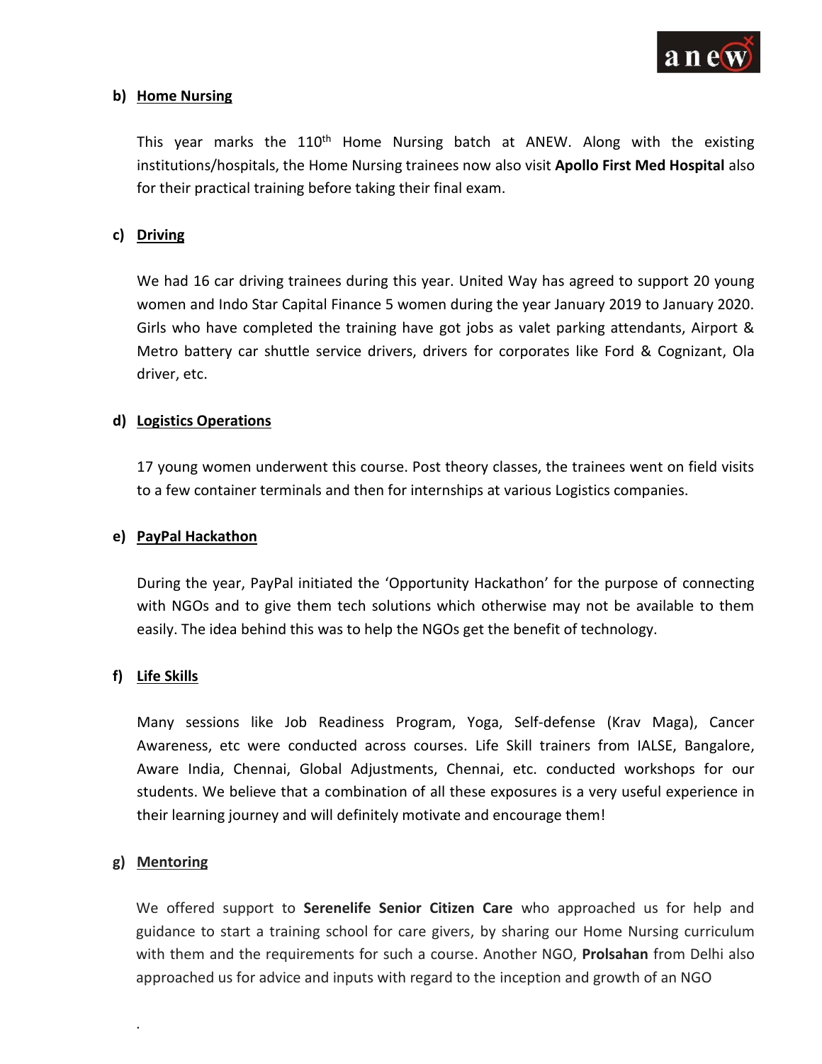**b) Home Nursing**

This year marks the 110th Home Nursing batch at ANEW. Along with the existing institutions/hospitals, the Home Nursing trainees now also visit **Apollo First Med Hospital** also for their practical training before taking their final exam.

**c) Driving**

We had 16 car driving trainees during this year. United Way has agreed to support 20 young women and Indo Star Capital Finance 5 women during the year January 2019 to January 2020. Girls who have completed the training have got jobs as valet parking attendants, Airport & Metro battery car shuttle service drivers, drivers for corporates like Ford & Cognizant, Ola driver, etc.

**d) Logistics Operations**

17 young women underwent this course. Post theory classes, the trainees went on field visits to a few container terminals and then for internships at various Logistics companies.

**e) PayPal Hackathon**

During the year, PayPal initiated the 'Opportunity Hackathon' for the purpose of connecting with NGOs and to give them tech solutions which otherwise may not be available to them easily. The idea behind this was to help the NGOs get the benefit of technology.

**f) Life Skills**

Many sessions like Job Readiness Program, Yoga, Self-defense (Krav Maga), Cancer Awareness, etc were conducted across courses. Life Skill trainers from IALSE, Bangalore, Aware India, Chennai, Global Adjustments, Chennai, etc. conducted workshops for our students. We believe that a combination of all these exposures is a very useful experience in their learning journey and will definitely motivate and encourage them!

**g) Mentoring**

We offered support to **Serenelife Senior Citizen Care** who approached us for help and guidance to start a training school for care givers, by sharing our Home Nursing curriculum with them and the requirements for such a course. Another NGO, **Prolsahan** from Delhi also approached us for advice and inputs with regard to the inception and growth of an NGO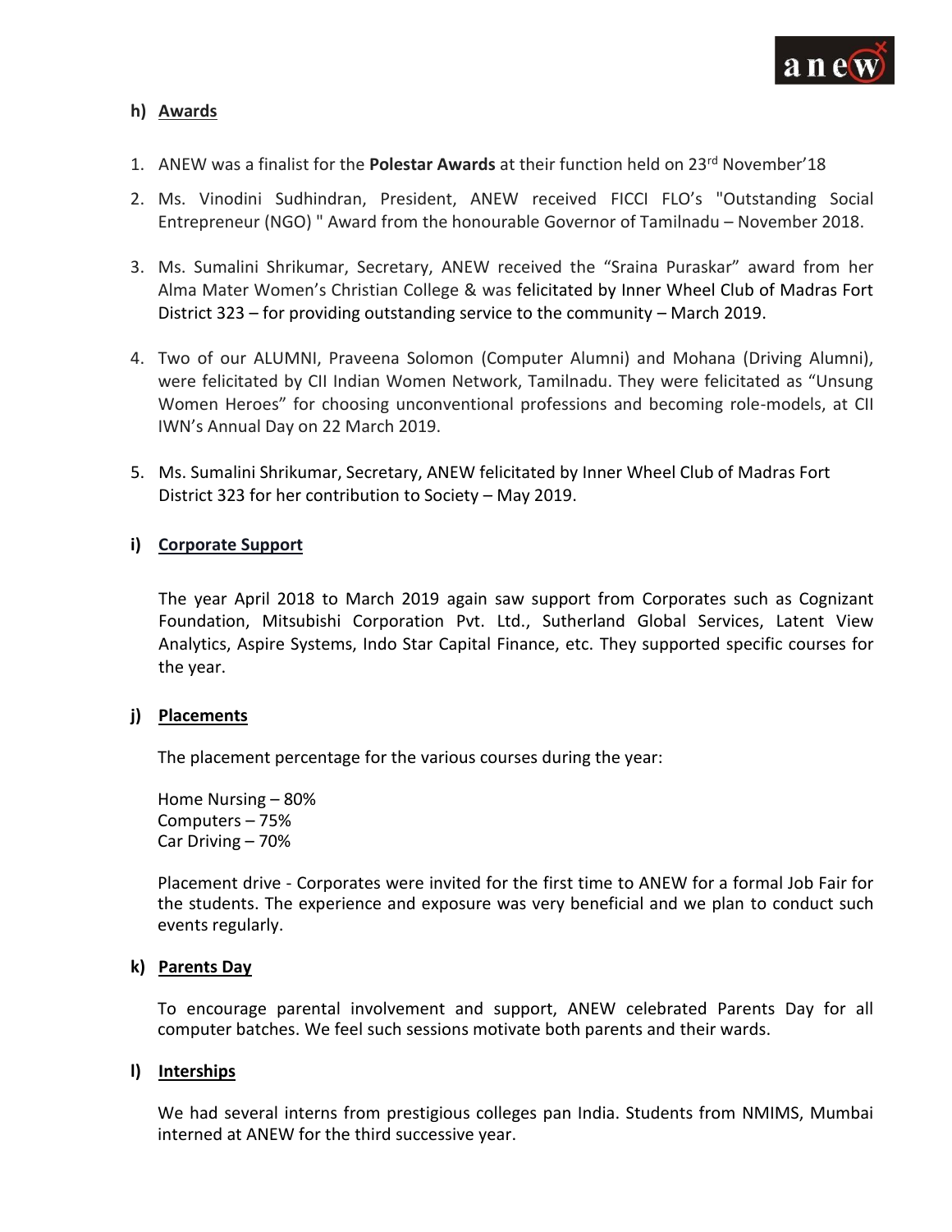## h) Awards

1. ANEW was a finalist for the **Polestar Awards** at their function held on 23rd November'18
2. Ms. Vinodini Sudhindran, President, ANEW received FICCI FLO's "Outstanding Social Entrepreneur (NGO) " Award from the honourable Governor of Tamilnadu – November 2018.
3. Ms. Sumalini Shrikumar, Secretary, ANEW received the "Sraina Puraskar" award from her Alma Mater Women's Christian College & was felicitated by Inner Wheel Club of Madras Fort District 323 – for providing outstanding service to the community – March 2019.
4. Two of our ALUMNI, Praveena Solomon (Computer Alumni) and Mohana (Driving Alumni), were felicitated by CII Indian Women Network, Tamilnadu. They were felicitated as "Unsung Women Heroes" for choosing unconventional professions and becoming role-models, at CII IWN's Annual Day on 22 March 2019.
5. Ms. Sumalini Shrikumar, Secretary, ANEW felicitated by Inner Wheel Club of Madras Fort District 323 for her contribution to Society – May 2019.

## i) Corporate Support

The year April 2018 to March 2019 again saw support from Corporates such as Cognizant Foundation, Mitsubishi Corporation Pvt. Ltd., Sutherland Global Services, Latent View Analytics, Aspire Systems, Indo Star Capital Finance, etc. They supported specific courses for the year.

## j) Placements

The placement percentage for the various courses during the year:

Home Nursing – 80%
Computers – 75%
Car Driving – 70%

Placement drive - Corporates were invited for the first time to ANEW for a formal Job Fair for the students. The experience and exposure was very beneficial and we plan to conduct such events regularly.

## k) Parents Day

To encourage parental involvement and support, ANEW celebrated Parents Day for all computer batches. We feel such sessions motivate both parents and their wards.

## l) Interships

We had several interns from prestigious colleges pan India. Students from NMIMS, Mumbai interned at ANEW for the third successive year.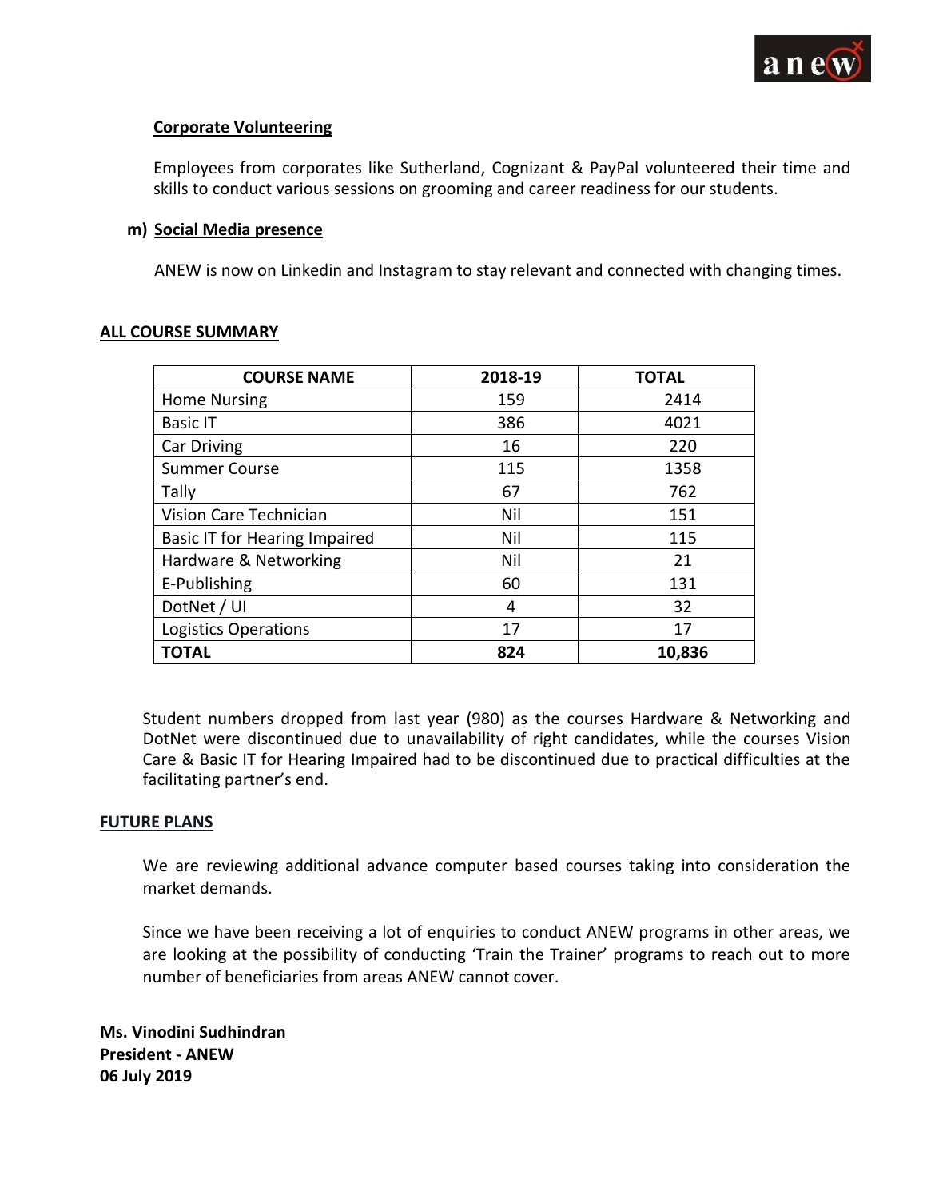### Corporate Volunteering

Employees from corporates like Sutherland, Cognizant & PayPal volunteered their time and skills to conduct various sessions on grooming and career readiness for our students.

### m) Social Media presence

ANEW is now on Linkedin and Instagram to stay relevant and connected with changing times.

## ALL COURSE SUMMARY

| COURSE NAME | 2018-19 | TOTAL |
|---|---|---|
| Home Nursing | 159 | 2414 |
| Basic IT | 386 | 4021 |
| Car Driving | 16 | 220 |
| Summer Course | 115 | 1358 |
| Tally | 67 | 762 |
| Vision Care Technician | Nil | 151 |
| Basic IT for Hearing Impaired | Nil | 115 |
| Hardware & Networking | Nil | 21 |
| E-Publishing | 60 | 131 |
| DotNet / UI | 4 | 32 |
| Logistics Operations | 17 | 17 |
| **TOTAL** | **824** | **10,836** |

Student numbers dropped from last year (980) as the courses Hardware & Networking and DotNet were discontinued due to unavailability of right candidates, while the courses Vision Care & Basic IT for Hearing Impaired had to be discontinued due to practical difficulties at the facilitating partner's end.

## FUTURE PLANS

We are reviewing additional advance computer based courses taking into consideration the market demands.

Since we have been receiving a lot of enquiries to conduct ANEW programs in other areas, we are looking at the possibility of conducting 'Train the Trainer' programs to reach out to more number of beneficiaries from areas ANEW cannot cover.

**Ms. Vinodini Sudhindran**
**President - ANEW**
**06 July 2019**